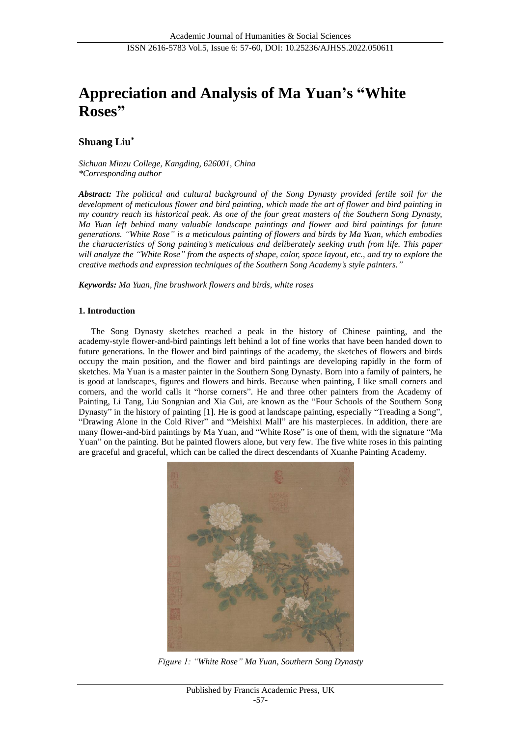# Appreciation and Analysis of Ma Yuan's "White Roses"

**Shuang Liu***

*Sichuan Minzu College, Kangding, 626001, China*
*\*Corresponding author*

***Abstract:** The political and cultural background of the Song Dynasty provided fertile soil for the development of meticulous flower and bird painting, which made the art of flower and bird painting in my country reach its historical peak. As one of the four great masters of the Southern Song Dynasty, Ma Yuan left behind many valuable landscape paintings and flower and bird paintings for future generations. "White Rose" is a meticulous painting of flowers and birds by Ma Yuan, which embodies the characteristics of Song painting's meticulous and deliberately seeking truth from life. This paper will analyze the "White Rose" from the aspects of shape, color, space layout, etc., and try to explore the creative methods and expression techniques of the Southern Song Academy's style painters."*

***Keywords:** Ma Yuan, fine brushwork flowers and birds, white roses*

## 1. Introduction

The Song Dynasty sketches reached a peak in the history of Chinese painting, and the academy-style flower-and-bird paintings left behind a lot of fine works that have been handed down to future generations. In the flower and bird paintings of the academy, the sketches of flowers and birds occupy the main position, and the flower and bird paintings are developing rapidly in the form of sketches. Ma Yuan is a master painter in the Southern Song Dynasty. Born into a family of painters, he is good at landscapes, figures and flowers and birds. Because when painting, I like small corners and corners, and the world calls it "horse corners". He and three other painters from the Academy of Painting, Li Tang, Liu Songnian and Xia Gui, are known as the "Four Schools of the Southern Song Dynasty" in the history of painting [1]. He is good at landscape painting, especially "Treading a Song", "Drawing Alone in the Cold River" and "Meishixi Mall" are his masterpieces. In addition, there are many flower-and-bird paintings by Ma Yuan, and "White Rose" is one of them, with the signature "Ma Yuan" on the painting. But he painted flowers alone, but very few. The five white roses in this painting are graceful and graceful, which can be called the direct descendants of Xuanhe Painting Academy.

*Figure 1: "White Rose" Ma Yuan, Southern Song Dynasty*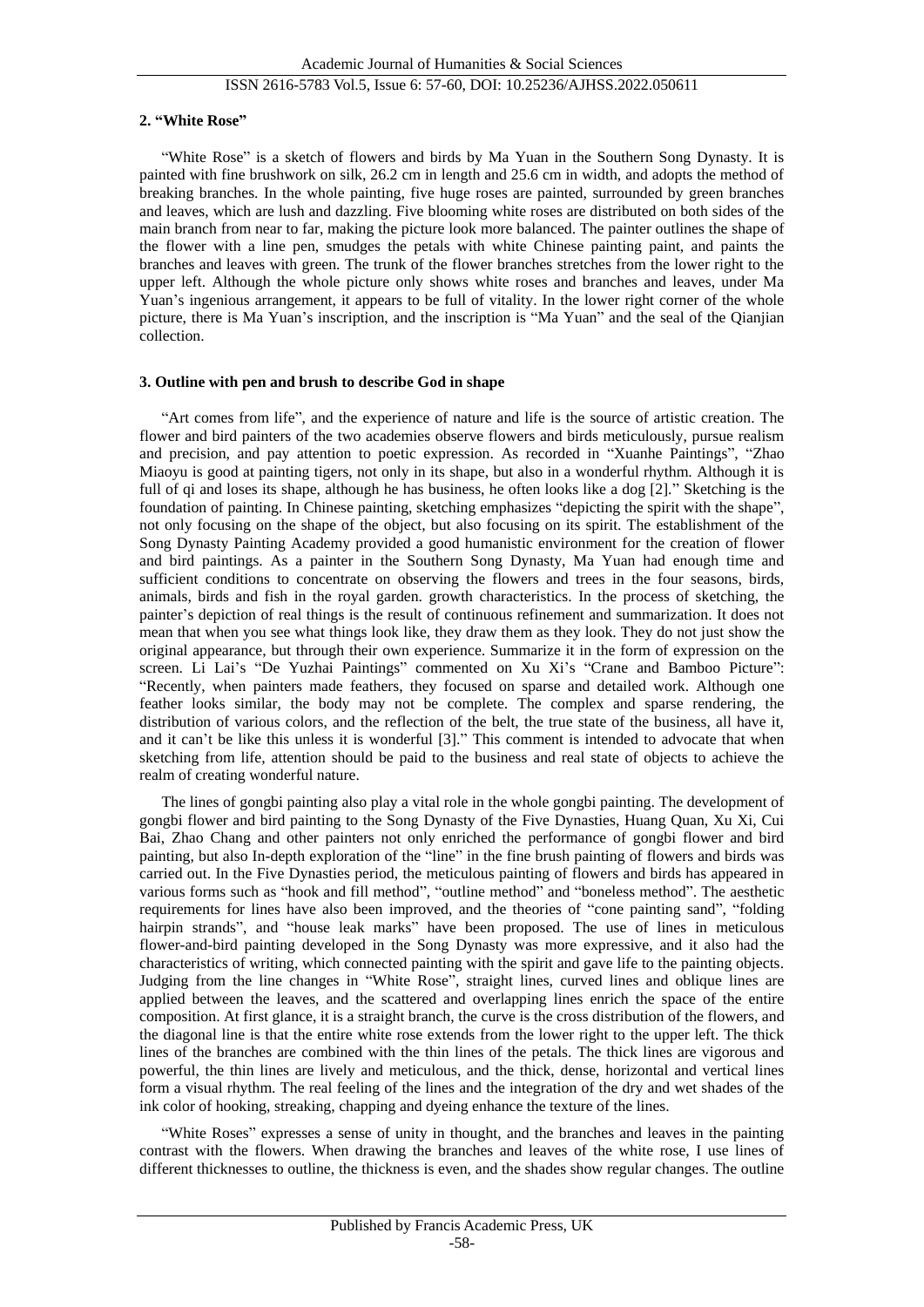### 2. "White Rose"

"White Rose" is a sketch of flowers and birds by Ma Yuan in the Southern Song Dynasty. It is painted with fine brushwork on silk, 26.2 cm in length and 25.6 cm in width, and adopts the method of breaking branches. In the whole painting, five huge roses are painted, surrounded by green branches and leaves, which are lush and dazzling. Five blooming white roses are distributed on both sides of the main branch from near to far, making the picture look more balanced. The painter outlines the shape of the flower with a line pen, smudges the petals with white Chinese painting paint, and paints the branches and leaves with green. The trunk of the flower branches stretches from the lower right to the upper left. Although the whole picture only shows white roses and branches and leaves, under Ma Yuan's ingenious arrangement, it appears to be full of vitality. In the lower right corner of the whole picture, there is Ma Yuan's inscription, and the inscription is "Ma Yuan" and the seal of the Qianjian collection.

### 3. Outline with pen and brush to describe God in shape

"Art comes from life", and the experience of nature and life is the source of artistic creation. The flower and bird painters of the two academies observe flowers and birds meticulously, pursue realism and precision, and pay attention to poetic expression. As recorded in "Xuanhe Paintings", "Zhao Miaoyu is good at painting tigers, not only in its shape, but also in a wonderful rhythm. Although it is full of qi and loses its shape, although he has business, he often looks like a dog [2]." Sketching is the foundation of painting. In Chinese painting, sketching emphasizes "depicting the spirit with the shape", not only focusing on the shape of the object, but also focusing on its spirit. The establishment of the Song Dynasty Painting Academy provided a good humanistic environment for the creation of flower and bird paintings. As a painter in the Southern Song Dynasty, Ma Yuan had enough time and sufficient conditions to concentrate on observing the flowers and trees in the four seasons, birds, animals, birds and fish in the royal garden. growth characteristics. In the process of sketching, the painter's depiction of real things is the result of continuous refinement and summarization. It does not mean that when you see what things look like, they draw them as they look. They do not just show the original appearance, but through their own experience. Summarize it in the form of expression on the screen. Li Lai's "De Yuzhai Paintings" commented on Xu Xi's "Crane and Bamboo Picture": "Recently, when painters made feathers, they focused on sparse and detailed work. Although one feather looks similar, the body may not be complete. The complex and sparse rendering, the distribution of various colors, and the reflection of the belt, the true state of the business, all have it, and it can't be like this unless it is wonderful [3]." This comment is intended to advocate that when sketching from life, attention should be paid to the business and real state of objects to achieve the realm of creating wonderful nature.

The lines of gongbi painting also play a vital role in the whole gongbi painting. The development of gongbi flower and bird painting to the Song Dynasty of the Five Dynasties, Huang Quan, Xu Xi, Cui Bai, Zhao Chang and other painters not only enriched the performance of gongbi flower and bird painting, but also In-depth exploration of the "line" in the fine brush painting of flowers and birds was carried out. In the Five Dynasties period, the meticulous painting of flowers and birds has appeared in various forms such as "hook and fill method", "outline method" and "boneless method". The aesthetic requirements for lines have also been improved, and the theories of "cone painting sand", "folding hairpin strands", and "house leak marks" have been proposed. The use of lines in meticulous flower-and-bird painting developed in the Song Dynasty was more expressive, and it also had the characteristics of writing, which connected painting with the spirit and gave life to the painting objects. Judging from the line changes in "White Rose", straight lines, curved lines and oblique lines are applied between the leaves, and the scattered and overlapping lines enrich the space of the entire composition. At first glance, it is a straight branch, the curve is the cross distribution of the flowers, and the diagonal line is that the entire white rose extends from the lower right to the upper left. The thick lines of the branches are combined with the thin lines of the petals. The thick lines are vigorous and powerful, the thin lines are lively and meticulous, and the thick, dense, horizontal and vertical lines form a visual rhythm. The real feeling of the lines and the integration of the dry and wet shades of the ink color of hooking, streaking, chapping and dyeing enhance the texture of the lines.

"White Roses" expresses a sense of unity in thought, and the branches and leaves in the painting contrast with the flowers. When drawing the branches and leaves of the white rose, I use lines of different thicknesses to outline, the thickness is even, and the shades show regular changes. The outline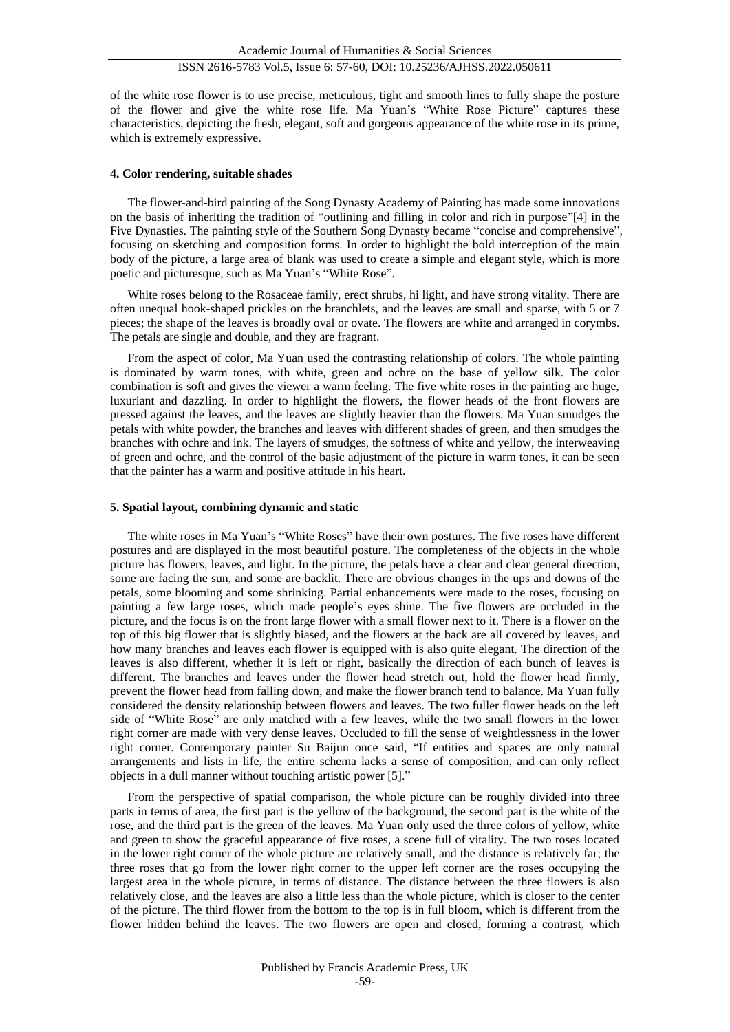of the white rose flower is to use precise, meticulous, tight and smooth lines to fully shape the posture of the flower and give the white rose life. Ma Yuan's "White Rose Picture" captures these characteristics, depicting the fresh, elegant, soft and gorgeous appearance of the white rose in its prime, which is extremely expressive.

## 4. Color rendering, suitable shades

The flower-and-bird painting of the Song Dynasty Academy of Painting has made some innovations on the basis of inheriting the tradition of "outlining and filling in color and rich in purpose"[4] in the Five Dynasties. The painting style of the Southern Song Dynasty became "concise and comprehensive", focusing on sketching and composition forms. In order to highlight the bold interception of the main body of the picture, a large area of blank was used to create a simple and elegant style, which is more poetic and picturesque, such as Ma Yuan's "White Rose".

White roses belong to the Rosaceae family, erect shrubs, hi light, and have strong vitality. There are often unequal hook-shaped prickles on the branchlets, and the leaves are small and sparse, with 5 or 7 pieces; the shape of the leaves is broadly oval or ovate. The flowers are white and arranged in corymbs. The petals are single and double, and they are fragrant.

From the aspect of color, Ma Yuan used the contrasting relationship of colors. The whole painting is dominated by warm tones, with white, green and ochre on the base of yellow silk. The color combination is soft and gives the viewer a warm feeling. The five white roses in the painting are huge, luxuriant and dazzling. In order to highlight the flowers, the flower heads of the front flowers are pressed against the leaves, and the leaves are slightly heavier than the flowers. Ma Yuan smudges the petals with white powder, the branches and leaves with different shades of green, and then smudges the branches with ochre and ink. The layers of smudges, the softness of white and yellow, the interweaving of green and ochre, and the control of the basic adjustment of the picture in warm tones, it can be seen that the painter has a warm and positive attitude in his heart.

## 5. Spatial layout, combining dynamic and static

The white roses in Ma Yuan's "White Roses" have their own postures. The five roses have different postures and are displayed in the most beautiful posture. The completeness of the objects in the whole picture has flowers, leaves, and light. In the picture, the petals have a clear and clear general direction, some are facing the sun, and some are backlit. There are obvious changes in the ups and downs of the petals, some blooming and some shrinking. Partial enhancements were made to the roses, focusing on painting a few large roses, which made people's eyes shine. The five flowers are occluded in the picture, and the focus is on the front large flower with a small flower next to it. There is a flower on the top of this big flower that is slightly biased, and the flowers at the back are all covered by leaves, and how many branches and leaves each flower is equipped with is also quite elegant. The direction of the leaves is also different, whether it is left or right, basically the direction of each bunch of leaves is different. The branches and leaves under the flower head stretch out, hold the flower head firmly, prevent the flower head from falling down, and make the flower branch tend to balance. Ma Yuan fully considered the density relationship between flowers and leaves. The two fuller flower heads on the left side of "White Rose" are only matched with a few leaves, while the two small flowers in the lower right corner are made with very dense leaves. Occluded to fill the sense of weightlessness in the lower right corner. Contemporary painter Su Baijun once said, "If entities and spaces are only natural arrangements and lists in life, the entire schema lacks a sense of composition, and can only reflect objects in a dull manner without touching artistic power [5]."

From the perspective of spatial comparison, the whole picture can be roughly divided into three parts in terms of area, the first part is the yellow of the background, the second part is the white of the rose, and the third part is the green of the leaves. Ma Yuan only used the three colors of yellow, white and green to show the graceful appearance of five roses, a scene full of vitality. The two roses located in the lower right corner of the whole picture are relatively small, and the distance is relatively far; the three roses that go from the lower right corner to the upper left corner are the roses occupying the largest area in the whole picture, in terms of distance. The distance between the three flowers is also relatively close, and the leaves are also a little less than the whole picture, which is closer to the center of the picture. The third flower from the bottom to the top is in full bloom, which is different from the flower hidden behind the leaves. The two flowers are open and closed, forming a contrast, which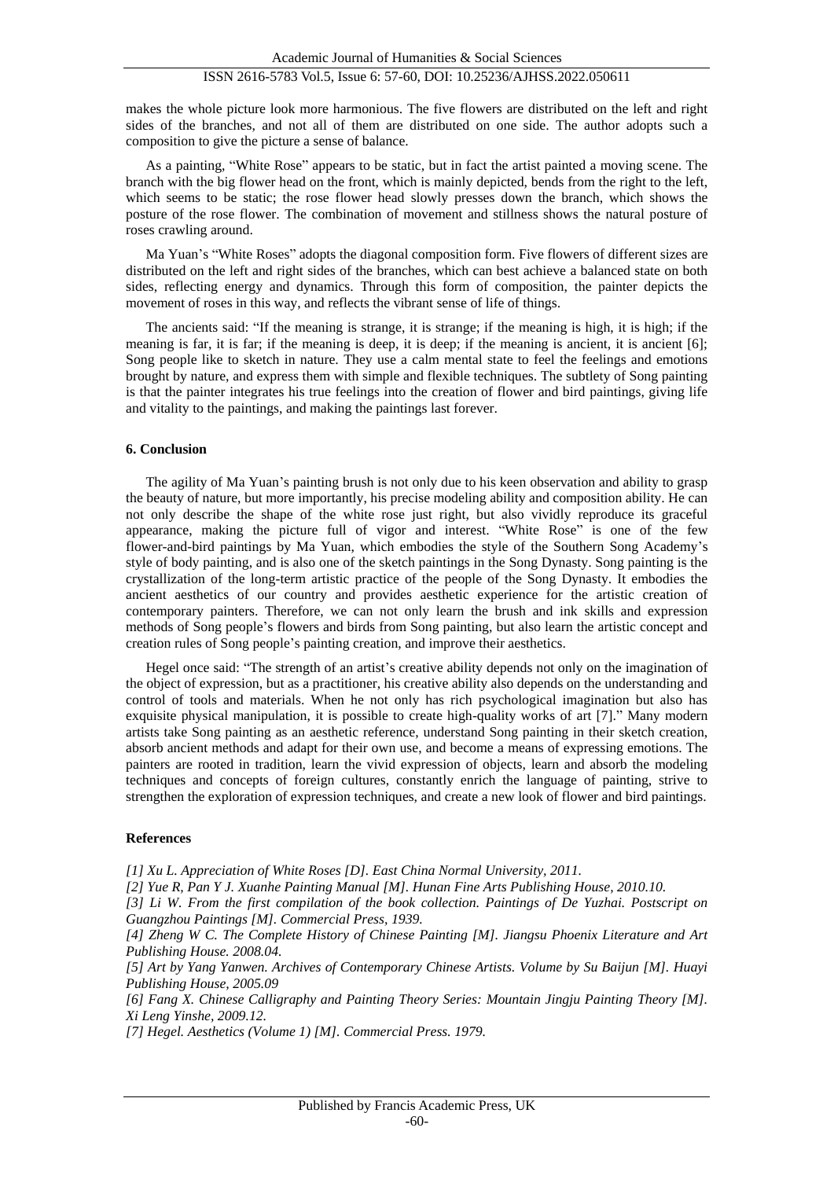makes the whole picture look more harmonious. The five flowers are distributed on the left and right sides of the branches, and not all of them are distributed on one side. The author adopts such a composition to give the picture a sense of balance.

As a painting, "White Rose" appears to be static, but in fact the artist painted a moving scene. The branch with the big flower head on the front, which is mainly depicted, bends from the right to the left, which seems to be static; the rose flower head slowly presses down the branch, which shows the posture of the rose flower. The combination of movement and stillness shows the natural posture of roses crawling around.

Ma Yuan's "White Roses" adopts the diagonal composition form. Five flowers of different sizes are distributed on the left and right sides of the branches, which can best achieve a balanced state on both sides, reflecting energy and dynamics. Through this form of composition, the painter depicts the movement of roses in this way, and reflects the vibrant sense of life of things.

The ancients said: "If the meaning is strange, it is strange; if the meaning is high, it is high; if the meaning is far, it is far; if the meaning is deep, it is deep; if the meaning is ancient, it is ancient [6]; Song people like to sketch in nature. They use a calm mental state to feel the feelings and emotions brought by nature, and express them with simple and flexible techniques. The subtlety of Song painting is that the painter integrates his true feelings into the creation of flower and bird paintings, giving life and vitality to the paintings, and making the paintings last forever.

## 6. Conclusion

The agility of Ma Yuan's painting brush is not only due to his keen observation and ability to grasp the beauty of nature, but more importantly, his precise modeling ability and composition ability. He can not only describe the shape of the white rose just right, but also vividly reproduce its graceful appearance, making the picture full of vigor and interest. "White Rose" is one of the few flower-and-bird paintings by Ma Yuan, which embodies the style of the Southern Song Academy's style of body painting, and is also one of the sketch paintings in the Song Dynasty. Song painting is the crystallization of the long-term artistic practice of the people of the Song Dynasty. It embodies the ancient aesthetics of our country and provides aesthetic experience for the artistic creation of contemporary painters. Therefore, we can not only learn the brush and ink skills and expression methods of Song people's flowers and birds from Song painting, but also learn the artistic concept and creation rules of Song people's painting creation, and improve their aesthetics.

Hegel once said: "The strength of an artist's creative ability depends not only on the imagination of the object of expression, but as a practitioner, his creative ability also depends on the understanding and control of tools and materials. When he not only has rich psychological imagination but also has exquisite physical manipulation, it is possible to create high-quality works of art [7]." Many modern artists take Song painting as an aesthetic reference, understand Song painting in their sketch creation, absorb ancient methods and adapt for their own use, and become a means of expressing emotions. The painters are rooted in tradition, learn the vivid expression of objects, learn and absorb the modeling techniques and concepts of foreign cultures, constantly enrich the language of painting, strive to strengthen the exploration of expression techniques, and create a new look of flower and bird paintings.

## References

*[1] Xu L. Appreciation of White Roses [D]. East China Normal University, 2011.*

*[2] Yue R, Pan Y J. Xuanhe Painting Manual [M]. Hunan Fine Arts Publishing House, 2010.10.*

*[3] Li W. From the first compilation of the book collection. Paintings of De Yuzhai. Postscript on Guangzhou Paintings [M]. Commercial Press, 1939.*

*[4] Zheng W C. The Complete History of Chinese Painting [M]. Jiangsu Phoenix Literature and Art Publishing House. 2008.04.*

*[5] Art by Yang Yanwen. Archives of Contemporary Chinese Artists. Volume by Su Baijun [M]. Huayi Publishing House, 2005.09*

*[6] Fang X. Chinese Calligraphy and Painting Theory Series: Mountain Jingju Painting Theory [M]. Xi Leng Yinshe, 2009.12.*

*[7] Hegel. Aesthetics (Volume 1) [M]. Commercial Press. 1979.*